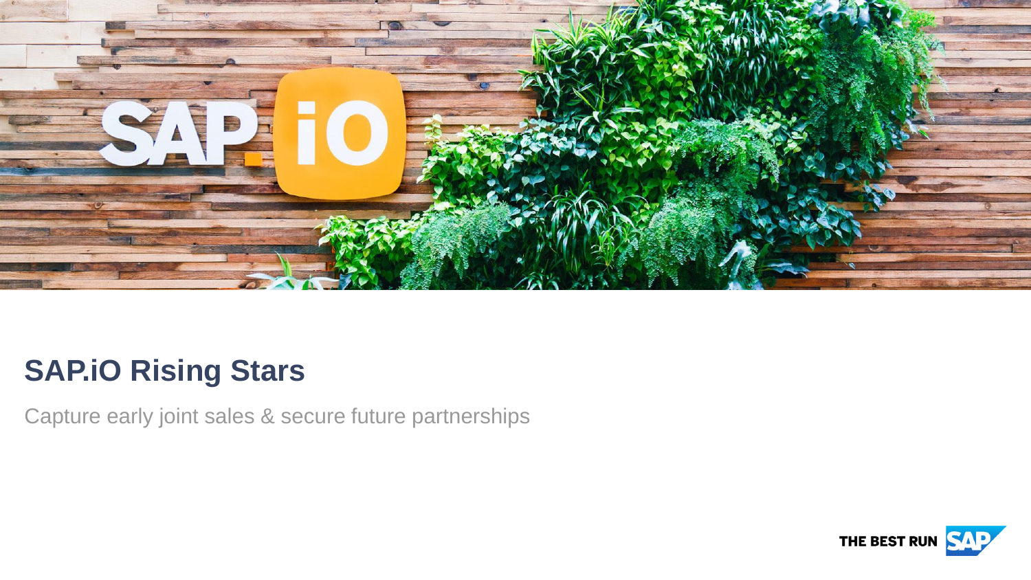# SAP.iO Rising Stars

Capture early joint sales & secure future partnerships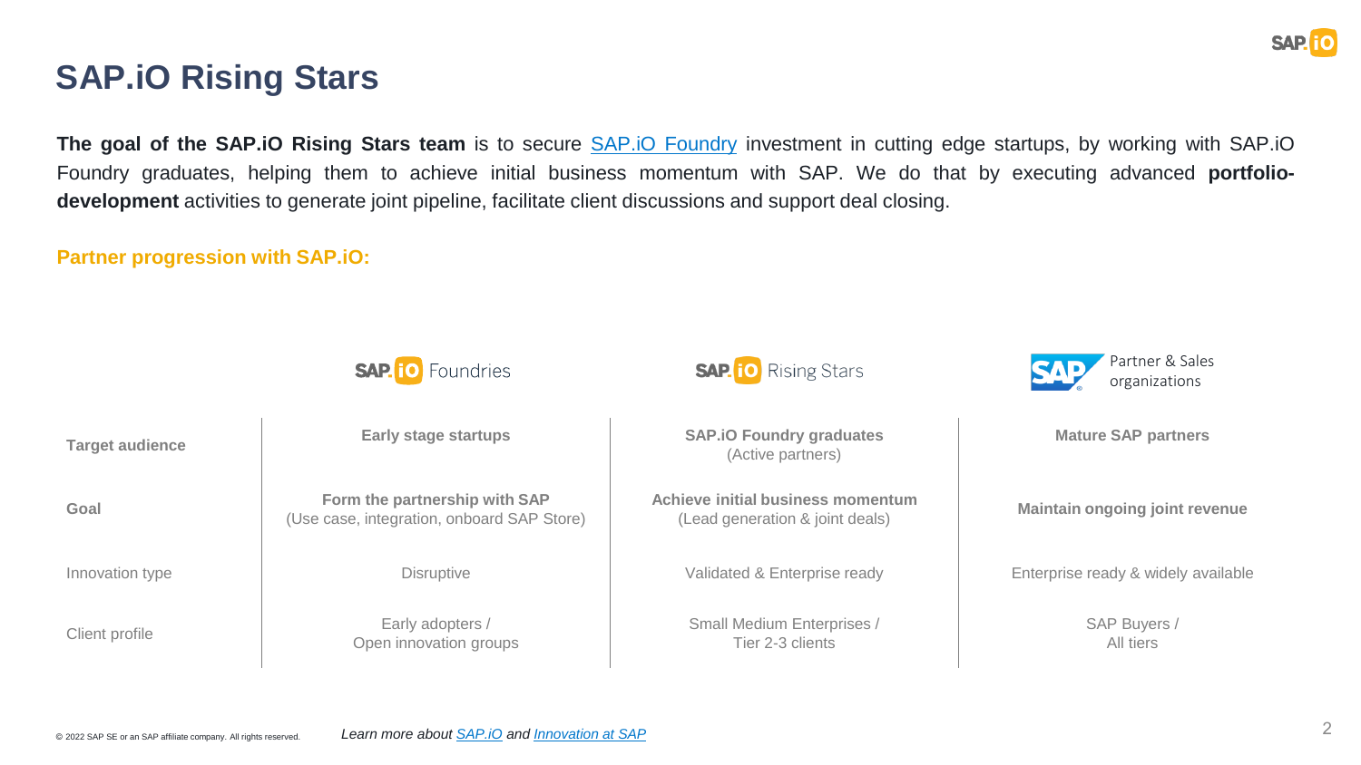# SAP.iO Rising Stars

**The goal of the SAP.iO Rising Stars team** is to secure SAP.iO Foundry investment in cutting edge startups, by working with SAP.iO Foundry graduates, helping them to achieve initial business momentum with SAP. We do that by executing advanced **portfolio-development** activities to generate joint pipeline, facilitate client discussions and support deal closing.

**Partner progression with SAP.iO:**

| | SAP.iO Foundries | SAP.iO Rising Stars | SAP Partner & Sales organizations |
|---|---|---|---|
| **Target audience** | **Early stage startups** | **SAP.iO Foundry graduates** (Active partners) | **Mature SAP partners** |
| **Goal** | **Form the partnership with SAP** (Use case, integration, onboard SAP Store) | **Achieve initial business momentum** (Lead generation & joint deals) | **Maintain ongoing joint revenue** |
| Innovation type | Disruptive | Validated & Enterprise ready | Enterprise ready & widely available |
| Client profile | Early adopters / Open innovation groups | Small Medium Enterprises / Tier 2-3 clients | SAP Buyers / All tiers |

© 2022 SAP SE or an SAP affiliate company. All rights reserved.

*Learn more about SAP.iO and Innovation at SAP*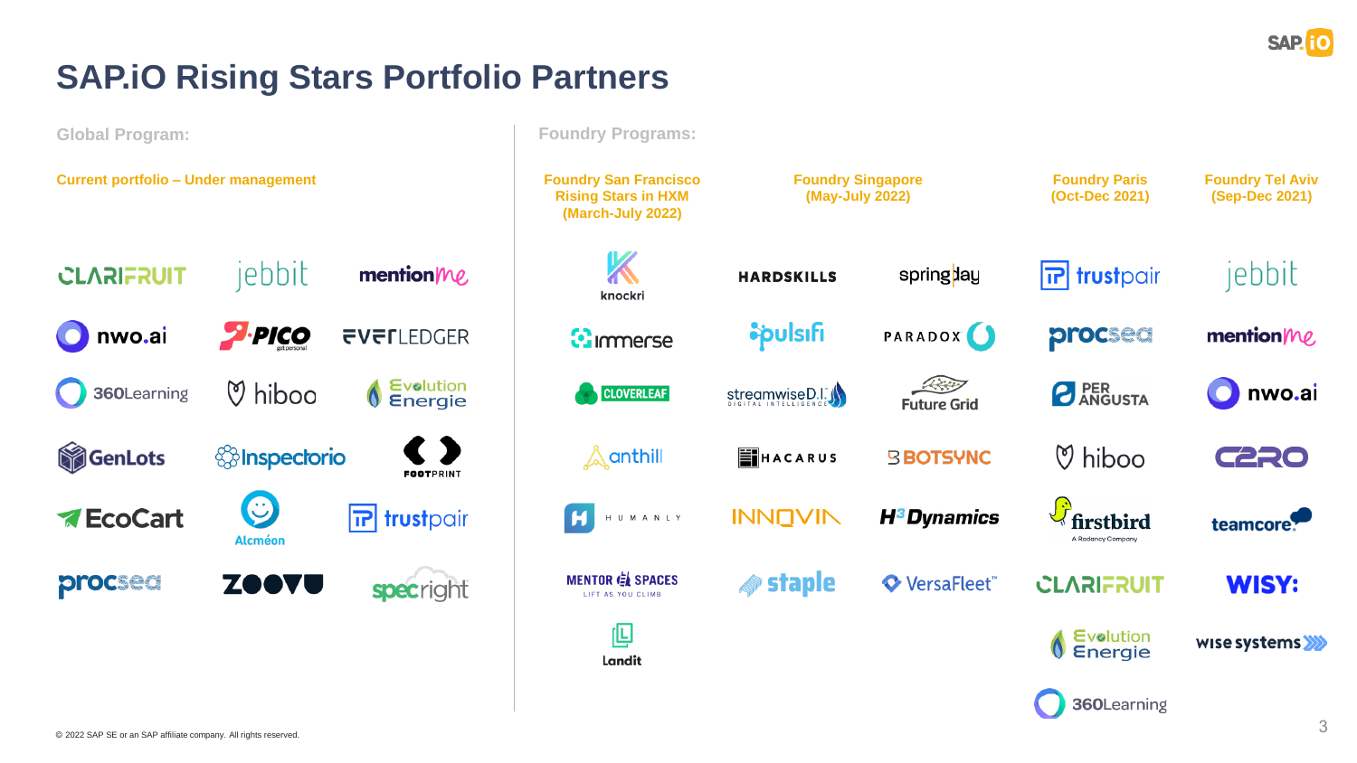# SAP.iO Rising Stars Portfolio Partners

## Global Program:

### Current portfolio – Under management

- CLARIFRUIT
- jebbit
- mentionme
- nwo.ai
- PICO
- EVERLEDGER
- 360Learning
- hiboo
- Evolution Energie
- GenLots
- Inspectorio
- FOOTPRINT
- EcoCart
- Alcméon
- trustpair
- procsea
- ZOOVU
- specright

## Foundry Programs:

### Foundry San Francisco Rising Stars in HXM (March-July 2022)

- knockri
- immerse
- CLOVERLEAF
- anthill
- HUMANLY
- MENTOR SPACES
- Landit

### Foundry Singapore (May-July 2022)

- HARDSKILLS
- springday
- pulsifi
- PARADOX
- streamwiseD.I.
- Future Grid
- HACARUS
- BOTSYNC
- INNOVIN
- H3 Dynamics
- staple
- VersaFleet

### Foundry Paris (Oct-Dec 2021)

- trustpair
- procsea
- PER ANGUSTA
- hiboo
- firstbird
- CLARIFRUIT
- Evolution Energie
- 360Learning

### Foundry Tel Aviv (Sep-Dec 2021)

- jebbit
- mentionme
- nwo.ai
- C2RO
- teamcore
- WISY:
- wise systems

© 2022 SAP SE or an SAP affiliate company. All rights reserved.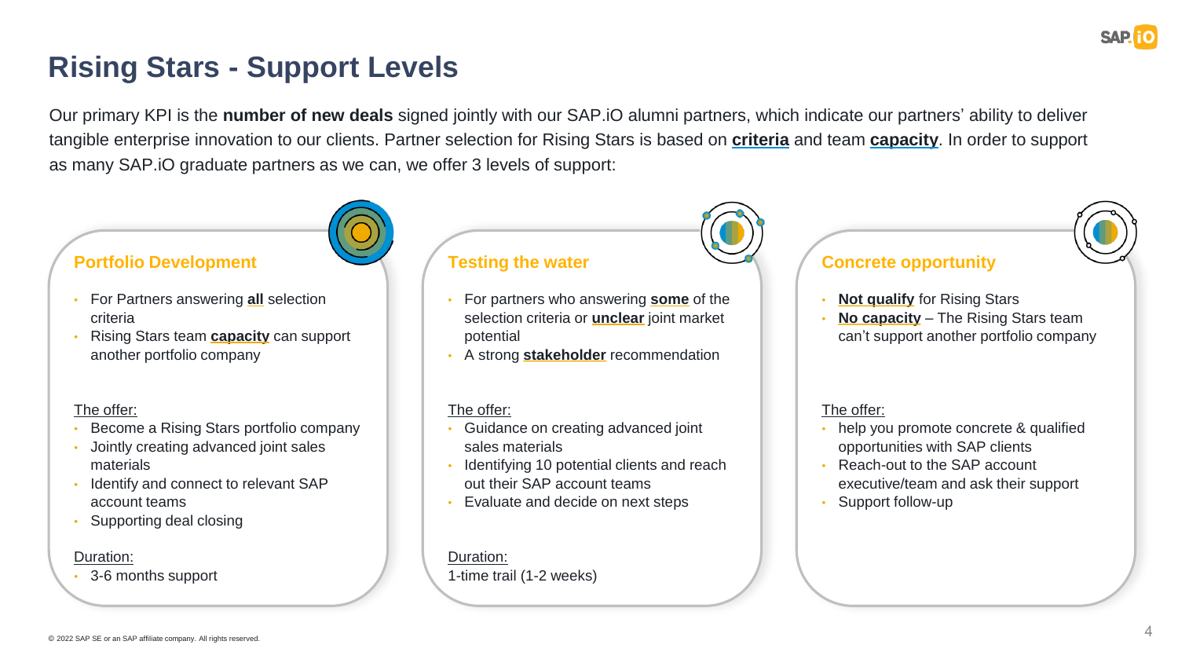# Rising Stars - Support Levels

Our primary KPI is the **number of new deals** signed jointly with our SAP.iO alumni partners, which indicate our partners' ability to deliver tangible enterprise innovation to our clients. Partner selection for Rising Stars is based on **criteria** and team **capacity**. In order to support as many SAP.iO graduate partners as we can, we offer 3 levels of support:

## Portfolio Development

- For Partners answering **all** selection criteria
- Rising Stars team **capacity** can support another portfolio company

The offer:

- Become a Rising Stars portfolio company
- Jointly creating advanced joint sales materials
- Identify and connect to relevant SAP account teams
- Supporting deal closing

Duration:

- 3-6 months support

## Testing the water

- For partners who answering **some** of the selection criteria or **unclear** joint market potential
- A strong **stakeholder** recommendation

The offer:

- Guidance on creating advanced joint sales materials
- Identifying 10 potential clients and reach out their SAP account teams
- Evaluate and decide on next steps

Duration:

1-time trail (1-2 weeks)

## Concrete opportunity

- **Not qualify** for Rising Stars
- **No capacity** – The Rising Stars team can't support another portfolio company

The offer:

- help you promote concrete & qualified opportunities with SAP clients
- Reach-out to the SAP account executive/team and ask their support
- Support follow-up

© 2022 SAP SE or an SAP affiliate company. All rights reserved.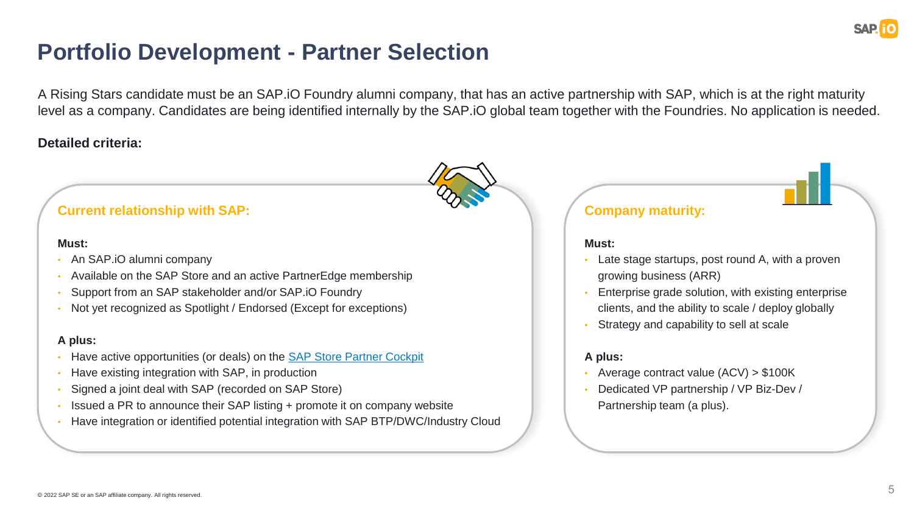# Portfolio Development - Partner Selection

A Rising Stars candidate must be an SAP.iO Foundry alumni company, that has an active partnership with SAP, which is at the right maturity level as a company. Candidates are being identified internally by the SAP.iO global team together with the Foundries. No application is needed.

**Detailed criteria:**

### Current relationship with SAP:

**Must:**

- An SAP.iO alumni company
- Available on the SAP Store and an active PartnerEdge membership
- Support from an SAP stakeholder and/or SAP.iO Foundry
- Not yet recognized as Spotlight / Endorsed (Except for exceptions)

**A plus:**

- Have active opportunities (or deals) on the SAP Store Partner Cockpit
- Have existing integration with SAP, in production
- Signed a joint deal with SAP (recorded on SAP Store)
- Issued a PR to announce their SAP listing + promote it on company website
- Have integration or identified potential integration with SAP BTP/DWC/Industry Cloud

### Company maturity:

**Must:**

- Late stage startups, post round A, with a proven growing business (ARR)
- Enterprise grade solution, with existing enterprise clients, and the ability to scale / deploy globally
- Strategy and capability to sell at scale

**A plus:**

- Average contract value (ACV) > $100K
- Dedicated VP partnership / VP Biz-Dev / Partnership team (a plus).

© 2022 SAP SE or an SAP affiliate company. All rights reserved.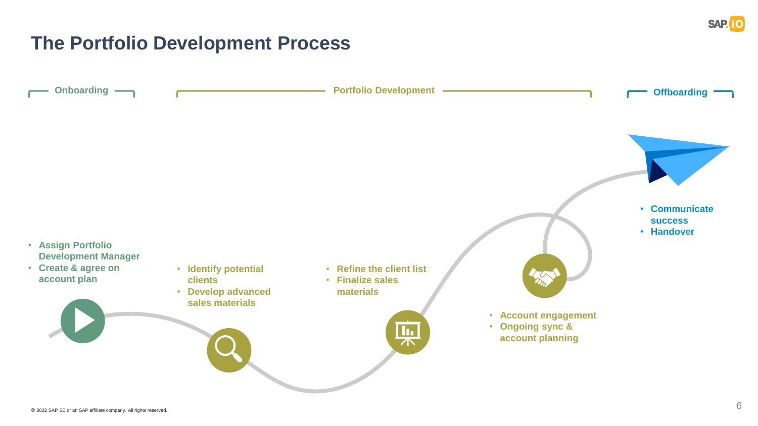# The Portfolio Development Process

## Onboarding

- Assign Portfolio Development Manager
- Create & agree on account plan

## Portfolio Development

- Identify potential clients
- Develop advanced sales materials

- Refine the client list
- Finalize sales materials

- Account engagement
- Ongoing sync & account planning

## Offboarding

- Communicate success
- Handover

© 2022 SAP SE or an SAP affiliate company. All rights reserved.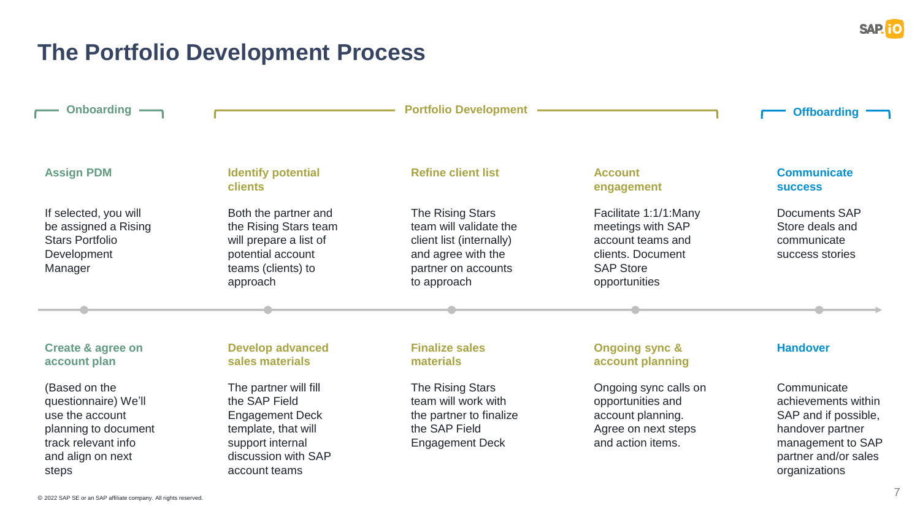# The Portfolio Development Process

## Onboarding

### Assign PDM

If selected, you will be assigned a Rising Stars Portfolio Development Manager

### Create & agree on account plan

(Based on the questionnaire) We'll use the account planning to document track relevant info and align on next steps

## Portfolio Development

### Identify potential clients

Both the partner and the Rising Stars team will prepare a list of potential account teams (clients) to approach

### Develop advanced sales materials

The partner will fill the SAP Field Engagement Deck template, that will support internal discussion with SAP account teams

### Refine client list

The Rising Stars team will validate the client list (internally) and agree with the partner on accounts to approach

### Finalize sales materials

The Rising Stars team will work with the partner to finalize the SAP Field Engagement Deck

### Account engagement

Facilitate 1:1/1:Many meetings with SAP account teams and clients. Document SAP Store opportunities

### Ongoing sync & account planning

Ongoing sync calls on opportunities and account planning. Agree on next steps and action items.

## Offboarding

### Communicate success

Documents SAP Store deals and communicate success stories

### Handover

Communicate achievements within SAP and if possible, handover partner management to SAP partner and/or sales organizations

© 2022 SAP SE or an SAP affiliate company. All rights reserved.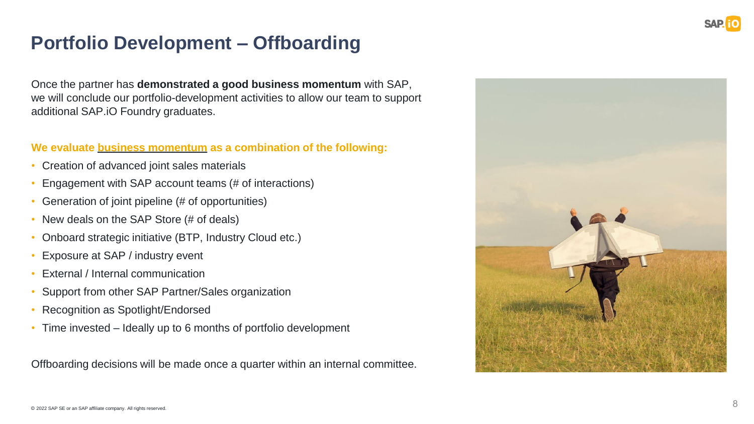# Portfolio Development – Offboarding

Once the partner has **demonstrated a good business momentum** with SAP, we will conclude our portfolio-development activities to allow our team to support additional SAP.iO Foundry graduates.

**We evaluate business momentum as a combination of the following:**

- Creation of advanced joint sales materials
- Engagement with SAP account teams (# of interactions)
- Generation of joint pipeline (# of opportunities)
- New deals on the SAP Store (# of deals)
- Onboard strategic initiative (BTP, Industry Cloud etc.)
- Exposure at SAP / industry event
- External / Internal communication
- Support from other SAP Partner/Sales organization
- Recognition as Spotlight/Endorsed
- Time invested – Ideally up to 6 months of portfolio development

Offboarding decisions will be made once a quarter within an internal committee.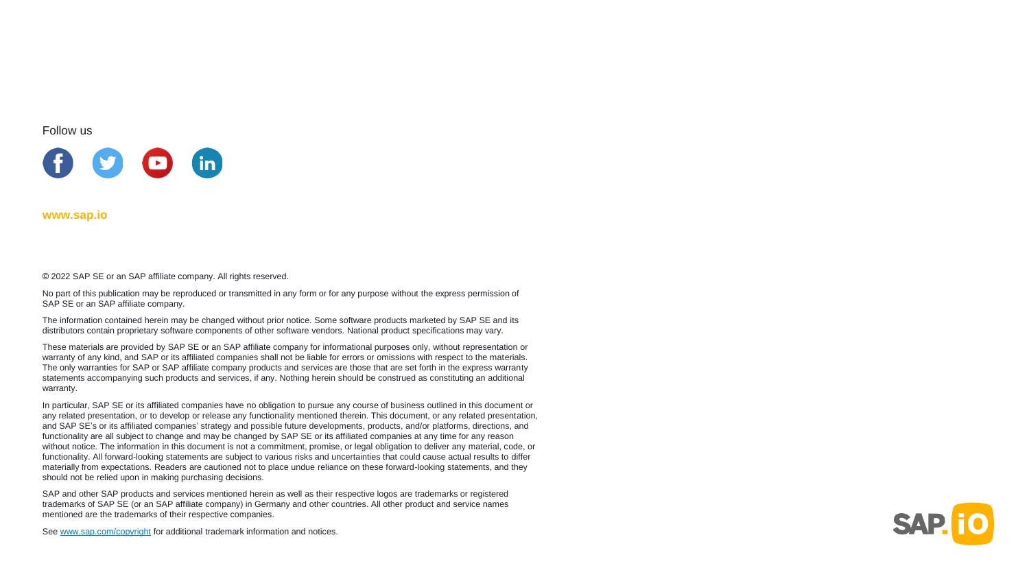Follow us

**www.sap.io**

© 2022 SAP SE or an SAP affiliate company. All rights reserved.

No part of this publication may be reproduced or transmitted in any form or for any purpose without the express permission of SAP SE or an SAP affiliate company.

The information contained herein may be changed without prior notice. Some software products marketed by SAP SE and its distributors contain proprietary software components of other software vendors. National product specifications may vary.

These materials are provided by SAP SE or an SAP affiliate company for informational purposes only, without representation or warranty of any kind, and SAP or its affiliated companies shall not be liable for errors or omissions with respect to the materials. The only warranties for SAP or SAP affiliate company products and services are those that are set forth in the express warranty statements accompanying such products and services, if any. Nothing herein should be construed as constituting an additional warranty.

In particular, SAP SE or its affiliated companies have no obligation to pursue any course of business outlined in this document or any related presentation, or to develop or release any functionality mentioned therein. This document, or any related presentation, and SAP SE's or its affiliated companies' strategy and possible future developments, products, and/or platforms, directions, and functionality are all subject to change and may be changed by SAP SE or its affiliated companies at any time for any reason without notice. The information in this document is not a commitment, promise, or legal obligation to deliver any material, code, or functionality. All forward-looking statements are subject to various risks and uncertainties that could cause actual results to differ materially from expectations. Readers are cautioned not to place undue reliance on these forward-looking statements, and they should not be relied upon in making purchasing decisions.

SAP and other SAP products and services mentioned herein as well as their respective logos are trademarks or registered trademarks of SAP SE (or an SAP affiliate company) in Germany and other countries. All other product and service names mentioned are the trademarks of their respective companies.

See [www.sap.com/copyright](http://www.sap.com/copyright) for additional trademark information and notices.